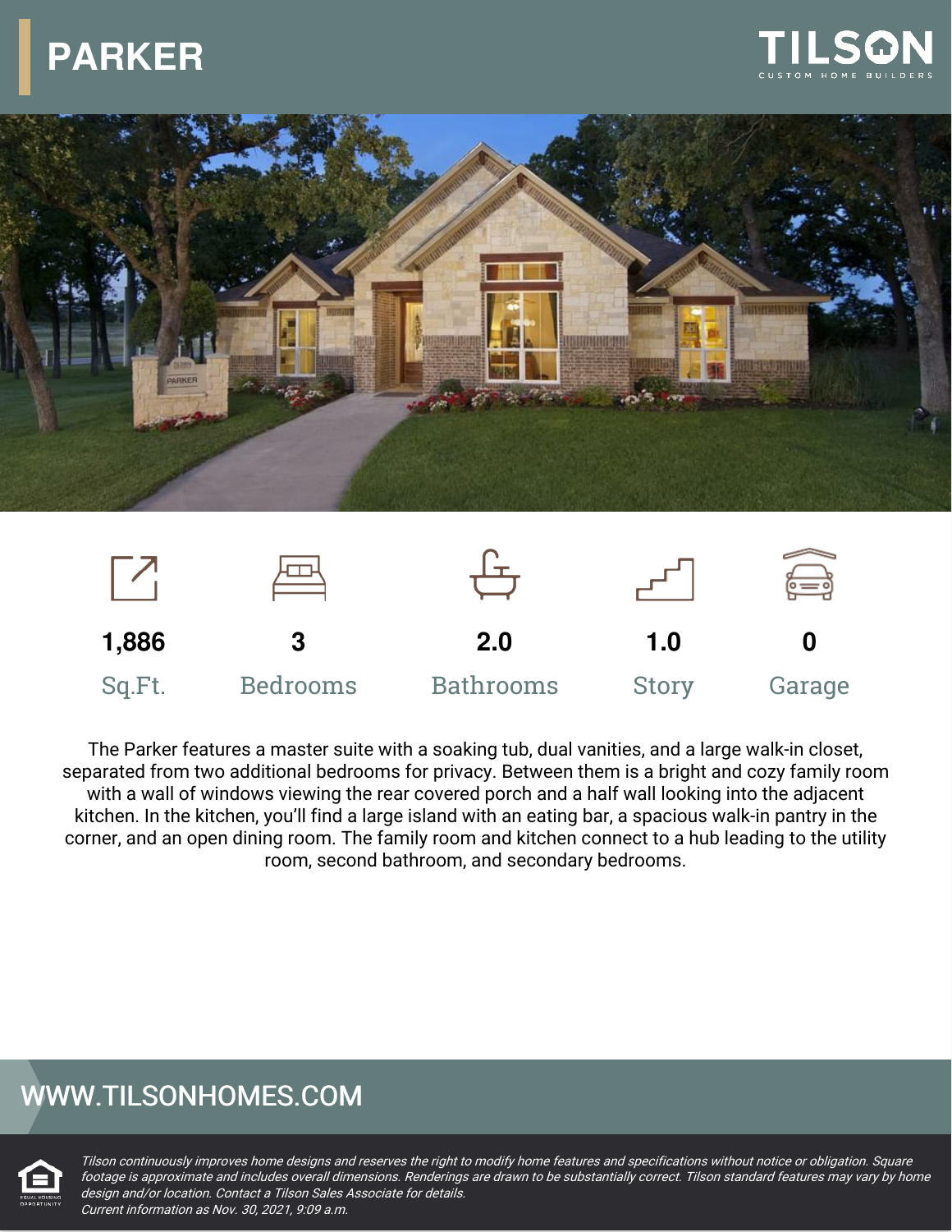# PARKER

TILSON
CUSTOM HOME BUILDERS

| 1,886 | 3 | 2.0 | 1.0 | 0 |
|---|---|---|---|---|
| Sq.Ft. | Bedrooms | Bathrooms | Story | Garage |

The Parker features a master suite with a soaking tub, dual vanities, and a large walk-in closet, separated from two additional bedrooms for privacy. Between them is a bright and cozy family room with a wall of windows viewing the rear covered porch and a half wall looking into the adjacent kitchen. In the kitchen, you'll find a large island with an eating bar, a spacious walk-in pantry in the corner, and an open dining room. The family room and kitchen connect to a hub leading to the utility room, second bathroom, and secondary bedrooms.

## WWW.TILSONHOMES.COM

*Tilson continuously improves home designs and reserves the right to modify home features and specifications without notice or obligation. Square footage is approximate and includes overall dimensions. Renderings are drawn to be substantially correct. Tilson standard features may vary by home design and/or location. Contact a Tilson Sales Associate for details.*
*Current information as Nov. 30, 2021, 9:09 a.m.*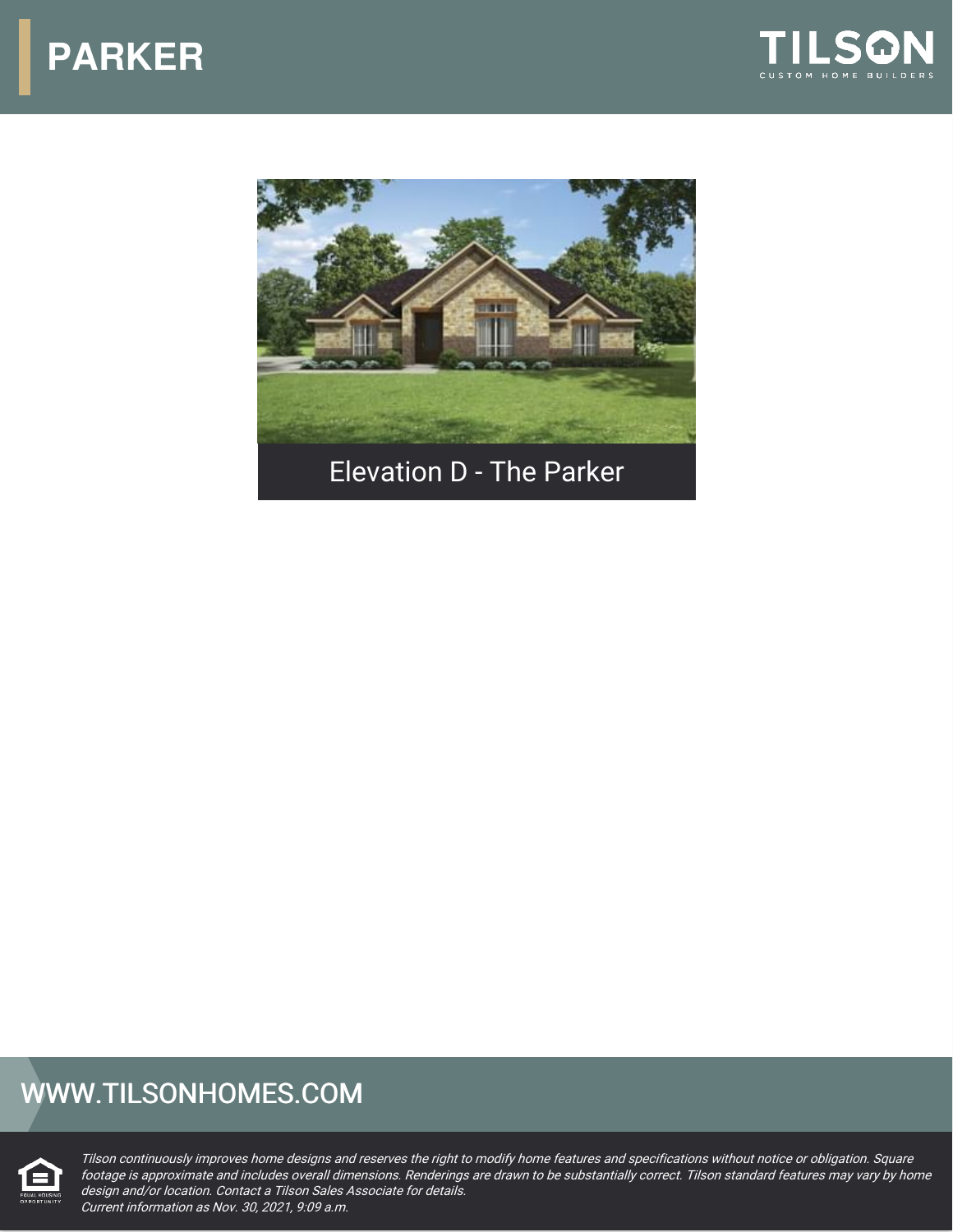# PARKER

Elevation D - The Parker

WWW.TILSONHOMES.COM

*Tilson continuously improves home designs and reserves the right to modify home features and specifications without notice or obligation. Square footage is approximate and includes overall dimensions. Renderings are drawn to be substantially correct. Tilson standard features may vary by home design and/or location. Contact a Tilson Sales Associate for details.*
*Current information as Nov. 30, 2021, 9:09 a.m.*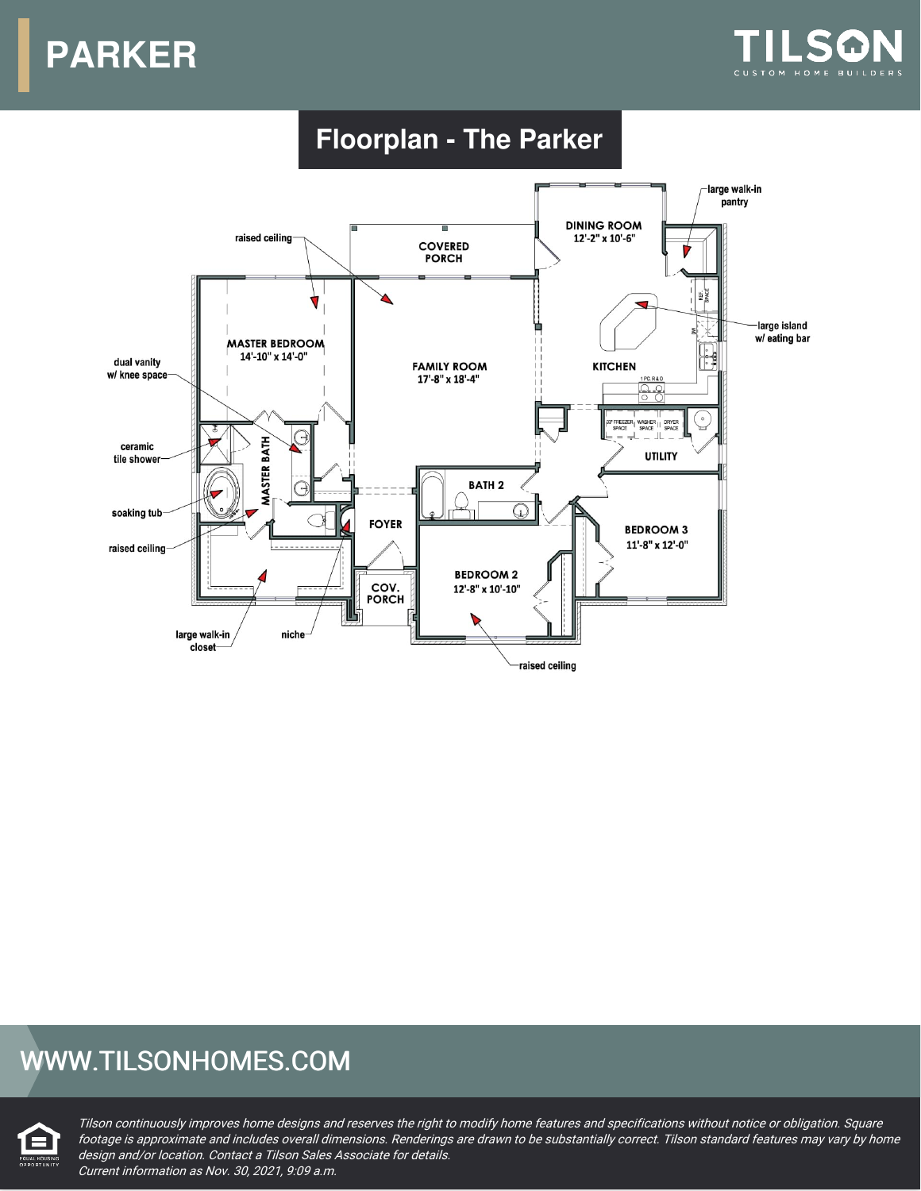# PARKER

TILSON
CUSTOM HOME BUILDERS

## Floorplan - The Parker

large walk-in pantry

DINING ROOM
12'-2" x 10'-6"

raised ceiling

COVERED PORCH

large island w/ eating bar

MASTER BEDROOM
14'-10" x 14'-0"

FAMILY ROOM
17'-8" x 18'-4"

KITCHEN

dual vanity w/ knee space

ceramic tile shower

MASTER BATH

UTILITY

BATH 2

soaking tub

FOYER

BEDROOM 3
11'-8" x 12'-0"

raised ceiling

BEDROOM 2
12'-8" x 10'-10"

COV. PORCH

large walk-in closet

niche

raised ceiling

WWW.TILSONHOMES.COM

*Tilson continuously improves home designs and reserves the right to modify home features and specifications without notice or obligation. Square footage is approximate and includes overall dimensions. Renderings are drawn to be substantially correct. Tilson standard features may vary by home design and/or location. Contact a Tilson Sales Associate for details.*
*Current information as Nov. 30, 2021, 9:09 a.m.*